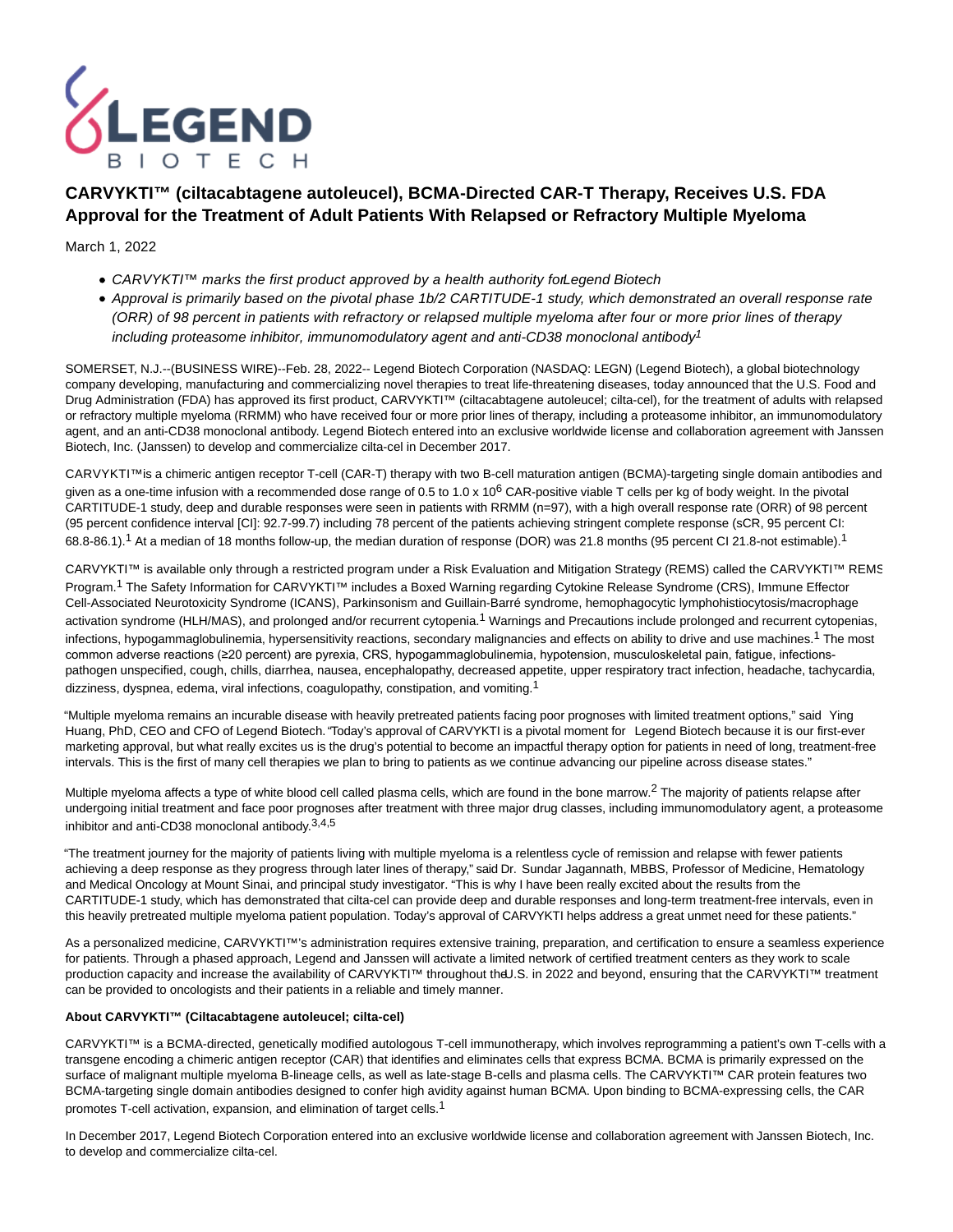# CARVYKTI™ (ciltacabtagene autoleucel), BCMA-Directed CAR-T Therapy, Receives U.S. FDA Approval for the Treatment of Adult Patients With Relapsed or Refractory Multiple Myeloma

March 1, 2022

- *CARVYKTI™ marks the first product approved by a health authority for Legend Biotech*
- *Approval is primarily based on the pivotal phase 1b/2 CARTITUDE-1 study, which demonstrated an overall response rate (ORR) of 98 percent in patients with refractory or relapsed multiple myeloma after four or more prior lines of therapy including proteasome inhibitor, immunomodulatory agent and anti-CD38 monoclonal antibody[1]*

SOMERSET, N.J.--(BUSINESS WIRE)--Feb. 28, 2022-- Legend Biotech Corporation (NASDAQ: LEGN) (Legend Biotech), a global biotechnology company developing, manufacturing and commercializing novel therapies to treat life-threatening diseases, today announced that the U.S. Food and Drug Administration (FDA) has approved its first product, CARVYKTI™ (ciltacabtagene autoleucel; cilta-cel), for the treatment of adults with relapsed or refractory multiple myeloma (RRMM) who have received four or more prior lines of therapy, including a proteasome inhibitor, an immunomodulatory agent, and an anti-CD38 monoclonal antibody. Legend Biotech entered into an exclusive worldwide license and collaboration agreement with Janssen Biotech, Inc. (Janssen) to develop and commercialize cilta-cel in December 2017.

CARVYKTI™ is a chimeric antigen receptor T-cell (CAR-T) therapy with two B-cell maturation antigen (BCMA)-targeting single domain antibodies and given as a one-time infusion with a recommended dose range of 0.5 to 1.0 x $10^6$ CAR-positive viable T cells per kg of body weight. In the pivotal CARTITUDE-1 study, deep and durable responses were seen in patients with RRMM (n=97), with a high overall response rate (ORR) of 98 percent (95 percent confidence interval [CI]: 92.7-99.7) including 78 percent of the patients achieving stringent complete response (sCR, 95 percent CI: 68.8-86.1).[1] At a median of 18 months follow-up, the median duration of response (DOR) was 21.8 months (95 percent CI 21.8-not estimable).[1]

CARVYKTI™ is available only through a restricted program under a Risk Evaluation and Mitigation Strategy (REMS) called the CARVYKTI™ REMS Program.[1] The Safety Information for CARVYKTI™ includes a Boxed Warning regarding Cytokine Release Syndrome (CRS), Immune Effector Cell-Associated Neurotoxicity Syndrome (ICANS), Parkinsonism and Guillain-Barré syndrome, hemophagocytic lymphohistiocytosis/macrophage activation syndrome (HLH/MAS), and prolonged and/or recurrent cytopenia.[1] Warnings and Precautions include prolonged and recurrent cytopenias, infections, hypogammaglobulinemia, hypersensitivity reactions, secondary malignancies and effects on ability to drive and use machines.[1] The most common adverse reactions (≥20 percent) are pyrexia, CRS, hypogammaglobulinemia, hypotension, musculoskeletal pain, fatigue, infections-pathogen unspecified, cough, chills, diarrhea, nausea, encephalopathy, decreased appetite, upper respiratory tract infection, headache, tachycardia, dizziness, dyspnea, edema, viral infections, coagulopathy, constipation, and vomiting.[1]

"Multiple myeloma remains an incurable disease with heavily pretreated patients facing poor prognoses with limited treatment options," said Ying Huang, PhD, CEO and CFO of Legend Biotech. "Today's approval of CARVYKTI is a pivotal moment for Legend Biotech because it is our first-ever marketing approval, but what really excites us is the drug's potential to become an impactful therapy option for patients in need of long, treatment-free intervals. This is the first of many cell therapies we plan to bring to patients as we continue advancing our pipeline across disease states."

Multiple myeloma affects a type of white blood cell called plasma cells, which are found in the bone marrow.[2] The majority of patients relapse after undergoing initial treatment and face poor prognoses after treatment with three major drug classes, including immunomodulatory agent, a proteasome inhibitor and anti-CD38 monoclonal antibody.[3,4,5]

"The treatment journey for the majority of patients living with multiple myeloma is a relentless cycle of remission and relapse with fewer patients achieving a deep response as they progress through later lines of therapy," said Dr. Sundar Jagannath, MBBS, Professor of Medicine, Hematology and Medical Oncology at Mount Sinai, and principal study investigator. "This is why I have been really excited about the results from the CARTITUDE-1 study, which has demonstrated that cilta-cel can provide deep and durable responses and long-term treatment-free intervals, even in this heavily pretreated multiple myeloma patient population. Today's approval of CARVYKTI helps address a great unmet need for these patients."

As a personalized medicine, CARVYKTI™'s administration requires extensive training, preparation, and certification to ensure a seamless experience for patients. Through a phased approach, Legend and Janssen will activate a limited network of certified treatment centers as they work to scale production capacity and increase the availability of CARVYKTI™ throughout the U.S. in 2022 and beyond, ensuring that the CARVYKTI™ treatment can be provided to oncologists and their patients in a reliable and timely manner.

**About CARVYKTI™ (Ciltacabtagene autoleucel; cilta-cel)**

CARVYKTI™ is a BCMA-directed, genetically modified autologous T-cell immunotherapy, which involves reprogramming a patient's own T-cells with a transgene encoding a chimeric antigen receptor (CAR) that identifies and eliminates cells that express BCMA. BCMA is primarily expressed on the surface of malignant multiple myeloma B-lineage cells, as well as late-stage B-cells and plasma cells. The CARVYKTI™ CAR protein features two BCMA-targeting single domain antibodies designed to confer high avidity against human BCMA. Upon binding to BCMA-expressing cells, the CAR promotes T-cell activation, expansion, and elimination of target cells.[1]

In December 2017, Legend Biotech Corporation entered into an exclusive worldwide license and collaboration agreement with Janssen Biotech, Inc. to develop and commercialize cilta-cel.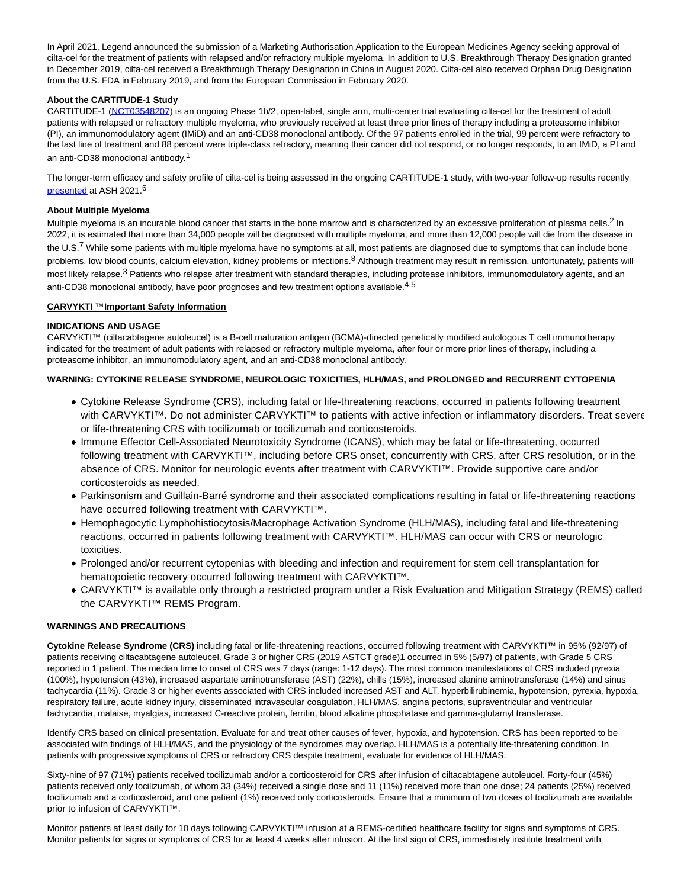In April 2021, Legend announced the submission of a Marketing Authorisation Application to the European Medicines Agency seeking approval of cilta-cel for the treatment of patients with relapsed and/or refractory multiple myeloma. In addition to U.S. Breakthrough Therapy Designation granted in December 2019, cilta-cel received a Breakthrough Therapy Designation in China in August 2020. Cilta-cel also received Orphan Drug Designation from the U.S. FDA in February 2019, and from the European Commission in February 2020.

**About the CARTITUDE-1 Study**

CARTITUDE-1 (NCT03548207) is an ongoing Phase 1b/2, open-label, single arm, multi-center trial evaluating cilta-cel for the treatment of adult patients with relapsed or refractory multiple myeloma, who previously received at least three prior lines of therapy including a proteasome inhibitor (PI), an immunomodulatory agent (IMiD) and an anti-CD38 monoclonal antibody. Of the 97 patients enrolled in the trial, 99 percent were refractory to the last line of treatment and 88 percent were triple-class refractory, meaning their cancer did not respond, or no longer responds, to an IMiD, a PI and an anti-CD38 monoclonal antibody.[1]

The longer-term efficacy and safety profile of cilta-cel is being assessed in the ongoing CARTITUDE-1 study, with two-year follow-up results recently presented at ASH 2021.[6]

**About Multiple Myeloma**

Multiple myeloma is an incurable blood cancer that starts in the bone marrow and is characterized by an excessive proliferation of plasma cells.[2] In 2022, it is estimated that more than 34,000 people will be diagnosed with multiple myeloma, and more than 12,000 people will die from the disease in the U.S.[7] While some patients with multiple myeloma have no symptoms at all, most patients are diagnosed due to symptoms that can include bone problems, low blood counts, calcium elevation, kidney problems or infections.[8] Although treatment may result in remission, unfortunately, patients will most likely relapse.[3] Patients who relapse after treatment with standard therapies, including protease inhibitors, immunomodulatory agents, and an anti-CD38 monoclonal antibody, have poor prognoses and few treatment options available.[4,5]

**CARVYKTI ™Important Safety Information**

**INDICATIONS AND USAGE**

CARVYKTI™ (ciltacabtagene autoleucel) is a B-cell maturation antigen (BCMA)-directed genetically modified autologous T cell immunotherapy indicated for the treatment of adult patients with relapsed or refractory multiple myeloma, after four or more prior lines of therapy, including a proteasome inhibitor, an immunomodulatory agent, and an anti-CD38 monoclonal antibody.

**WARNING: CYTOKINE RELEASE SYNDROME, NEUROLOGIC TOXICITIES, HLH/MAS, and PROLONGED and RECURRENT CYTOPENIA**

- Cytokine Release Syndrome (CRS), including fatal or life-threatening reactions, occurred in patients following treatment with CARVYKTI™. Do not administer CARVYKTI™ to patients with active infection or inflammatory disorders. Treat severe or life-threatening CRS with tocilizumab or tocilizumab and corticosteroids.
- Immune Effector Cell-Associated Neurotoxicity Syndrome (ICANS), which may be fatal or life-threatening, occurred following treatment with CARVYKTI™, including before CRS onset, concurrently with CRS, after CRS resolution, or in the absence of CRS. Monitor for neurologic events after treatment with CARVYKTI™. Provide supportive care and/or corticosteroids as needed.
- Parkinsonism and Guillain-Barré syndrome and their associated complications resulting in fatal or life-threatening reactions have occurred following treatment with CARVYKTI™.
- Hemophagocytic Lymphohistiocytosis/Macrophage Activation Syndrome (HLH/MAS), including fatal and life-threatening reactions, occurred in patients following treatment with CARVYKTI™. HLH/MAS can occur with CRS or neurologic toxicities.
- Prolonged and/or recurrent cytopenias with bleeding and infection and requirement for stem cell transplantation for hematopoietic recovery occurred following treatment with CARVYKTI™.
- CARVYKTI™ is available only through a restricted program under a Risk Evaluation and Mitigation Strategy (REMS) called the CARVYKTI™ REMS Program.

**WARNINGS AND PRECAUTIONS**

**Cytokine Release Syndrome (CRS)** including fatal or life-threatening reactions, occurred following treatment with CARVYKTI™ in 95% (92/97) of patients receiving ciltacabtagene autoleucel. Grade 3 or higher CRS (2019 ASTCT grade)1 occurred in 5% (5/97) of patients, with Grade 5 CRS reported in 1 patient. The median time to onset of CRS was 7 days (range: 1-12 days). The most common manifestations of CRS included pyrexia (100%), hypotension (43%), increased aspartate aminotransferase (AST) (22%), chills (15%), increased alanine aminotransferase (14%) and sinus tachycardia (11%). Grade 3 or higher events associated with CRS included increased AST and ALT, hyperbilirubinemia, hypotension, pyrexia, hypoxia, respiratory failure, acute kidney injury, disseminated intravascular coagulation, HLH/MAS, angina pectoris, supraventricular and ventricular tachycardia, malaise, myalgias, increased C-reactive protein, ferritin, blood alkaline phosphatase and gamma-glutamyl transferase.

Identify CRS based on clinical presentation. Evaluate for and treat other causes of fever, hypoxia, and hypotension. CRS has been reported to be associated with findings of HLH/MAS, and the physiology of the syndromes may overlap. HLH/MAS is a potentially life-threatening condition. In patients with progressive symptoms of CRS or refractory CRS despite treatment, evaluate for evidence of HLH/MAS.

Sixty-nine of 97 (71%) patients received tocilizumab and/or a corticosteroid for CRS after infusion of ciltacabtagene autoleucel. Forty-four (45%) patients received only tocilizumab, of whom 33 (34%) received a single dose and 11 (11%) received more than one dose; 24 patients (25%) received tocilizumab and a corticosteroid, and one patient (1%) received only corticosteroids. Ensure that a minimum of two doses of tocilizumab are available prior to infusion of CARVYKTI™.

Monitor patients at least daily for 10 days following CARVYKTI™ infusion at a REMS-certified healthcare facility for signs and symptoms of CRS. Monitor patients for signs or symptoms of CRS for at least 4 weeks after infusion. At the first sign of CRS, immediately institute treatment with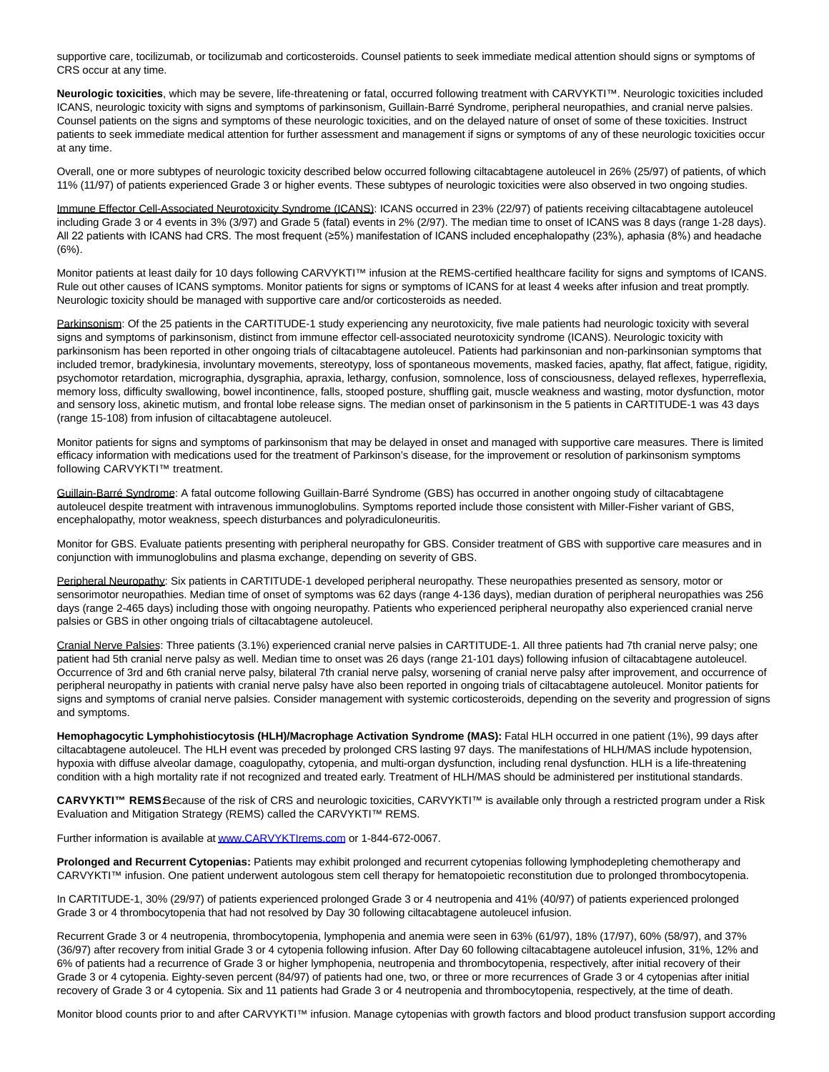supportive care, tocilizumab, or tocilizumab and corticosteroids. Counsel patients to seek immediate medical attention should signs or symptoms of CRS occur at any time.

**Neurologic toxicities**, which may be severe, life-threatening or fatal, occurred following treatment with CARVYKTI™. Neurologic toxicities included ICANS, neurologic toxicity with signs and symptoms of parkinsonism, Guillain-Barré Syndrome, peripheral neuropathies, and cranial nerve palsies. Counsel patients on the signs and symptoms of these neurologic toxicities, and on the delayed nature of onset of some of these toxicities. Instruct patients to seek immediate medical attention for further assessment and management if signs or symptoms of any of these neurologic toxicities occur at any time.

Overall, one or more subtypes of neurologic toxicity described below occurred following ciltacabtagene autoleucel in 26% (25/97) of patients, of which 11% (11/97) of patients experienced Grade 3 or higher events. These subtypes of neurologic toxicities were also observed in two ongoing studies.

Immune Effector Cell-Associated Neurotoxicity Syndrome (ICANS): ICANS occurred in 23% (22/97) of patients receiving ciltacabtagene autoleucel including Grade 3 or 4 events in 3% (3/97) and Grade 5 (fatal) events in 2% (2/97). The median time to onset of ICANS was 8 days (range 1-28 days). All 22 patients with ICANS had CRS. The most frequent (≥5%) manifestation of ICANS included encephalopathy (23%), aphasia (8%) and headache (6%).

Monitor patients at least daily for 10 days following CARVYKTI™ infusion at the REMS-certified healthcare facility for signs and symptoms of ICANS. Rule out other causes of ICANS symptoms. Monitor patients for signs or symptoms of ICANS for at least 4 weeks after infusion and treat promptly. Neurologic toxicity should be managed with supportive care and/or corticosteroids as needed.

Parkinsonism: Of the 25 patients in the CARTITUDE-1 study experiencing any neurotoxicity, five male patients had neurologic toxicity with several signs and symptoms of parkinsonism, distinct from immune effector cell-associated neurotoxicity syndrome (ICANS). Neurologic toxicity with parkinsonism has been reported in other ongoing trials of ciltacabtagene autoleucel. Patients had parkinsonian and non-parkinsonian symptoms that included tremor, bradykinesia, involuntary movements, stereotypy, loss of spontaneous movements, masked facies, apathy, flat affect, fatigue, rigidity, psychomotor retardation, micrographia, dysgraphia, apraxia, lethargy, confusion, somnolence, loss of consciousness, delayed reflexes, hyperreflexia, memory loss, difficulty swallowing, bowel incontinence, falls, stooped posture, shuffling gait, muscle weakness and wasting, motor dysfunction, motor and sensory loss, akinetic mutism, and frontal lobe release signs. The median onset of parkinsonism in the 5 patients in CARTITUDE-1 was 43 days (range 15-108) from infusion of ciltacabtagene autoleucel.

Monitor patients for signs and symptoms of parkinsonism that may be delayed in onset and managed with supportive care measures. There is limited efficacy information with medications used for the treatment of Parkinson's disease, for the improvement or resolution of parkinsonism symptoms following CARVYKTI™ treatment.

Guillain-Barré Syndrome: A fatal outcome following Guillain-Barré Syndrome (GBS) has occurred in another ongoing study of ciltacabtagene autoleucel despite treatment with intravenous immunoglobulins. Symptoms reported include those consistent with Miller-Fisher variant of GBS, encephalopathy, motor weakness, speech disturbances and polyradiculoneuritis.

Monitor for GBS. Evaluate patients presenting with peripheral neuropathy for GBS. Consider treatment of GBS with supportive care measures and in conjunction with immunoglobulins and plasma exchange, depending on severity of GBS.

Peripheral Neuropathy: Six patients in CARTITUDE-1 developed peripheral neuropathy. These neuropathies presented as sensory, motor or sensorimotor neuropathies. Median time of onset of symptoms was 62 days (range 4-136 days), median duration of peripheral neuropathies was 256 days (range 2-465 days) including those with ongoing neuropathy. Patients who experienced peripheral neuropathy also experienced cranial nerve palsies or GBS in other ongoing trials of ciltacabtagene autoleucel.

Cranial Nerve Palsies: Three patients (3.1%) experienced cranial nerve palsies in CARTITUDE-1. All three patients had 7th cranial nerve palsy; one patient had 5th cranial nerve palsy as well. Median time to onset was 26 days (range 21-101 days) following infusion of ciltacabtagene autoleucel. Occurrence of 3rd and 6th cranial nerve palsy, bilateral 7th cranial nerve palsy, worsening of cranial nerve palsy after improvement, and occurrence of peripheral neuropathy in patients with cranial nerve palsy have also been reported in ongoing trials of ciltacabtagene autoleucel. Monitor patients for signs and symptoms of cranial nerve palsies. Consider management with systemic corticosteroids, depending on the severity and progression of signs and symptoms.

**Hemophagocytic Lymphohistiocytosis (HLH)/Macrophage Activation Syndrome (MAS):** Fatal HLH occurred in one patient (1%), 99 days after ciltacabtagene autoleucel. The HLH event was preceded by prolonged CRS lasting 97 days. The manifestations of HLH/MAS include hypotension, hypoxia with diffuse alveolar damage, coagulopathy, cytopenia, and multi-organ dysfunction, including renal dysfunction. HLH is a life-threatening condition with a high mortality rate if not recognized and treated early. Treatment of HLH/MAS should be administered per institutional standards.

**CARVYKTI™ REMS:** Because of the risk of CRS and neurologic toxicities, CARVYKTI™ is available only through a restricted program under a Risk Evaluation and Mitigation Strategy (REMS) called the CARVYKTI™ REMS.

Further information is available at www.CARVYKTIrems.com or 1-844-672-0067.

**Prolonged and Recurrent Cytopenias:** Patients may exhibit prolonged and recurrent cytopenias following lymphodepleting chemotherapy and CARVYKTI™ infusion. One patient underwent autologous stem cell therapy for hematopoietic reconstitution due to prolonged thrombocytopenia.

In CARTITUDE-1, 30% (29/97) of patients experienced prolonged Grade 3 or 4 neutropenia and 41% (40/97) of patients experienced prolonged Grade 3 or 4 thrombocytopenia that had not resolved by Day 30 following ciltacabtagene autoleucel infusion.

Recurrent Grade 3 or 4 neutropenia, thrombocytopenia, lymphopenia and anemia were seen in 63% (61/97), 18% (17/97), 60% (58/97), and 37% (36/97) after recovery from initial Grade 3 or 4 cytopenia following infusion. After Day 60 following ciltacabtagene autoleucel infusion, 31%, 12% and 6% of patients had a recurrence of Grade 3 or higher lymphopenia, neutropenia and thrombocytopenia, respectively, after initial recovery of their Grade 3 or 4 cytopenia. Eighty-seven percent (84/97) of patients had one, two, or three or more recurrences of Grade 3 or 4 cytopenias after initial recovery of Grade 3 or 4 cytopenia. Six and 11 patients had Grade 3 or 4 neutropenia and thrombocytopenia, respectively, at the time of death.

Monitor blood counts prior to and after CARVYKTI™ infusion. Manage cytopenias with growth factors and blood product transfusion support according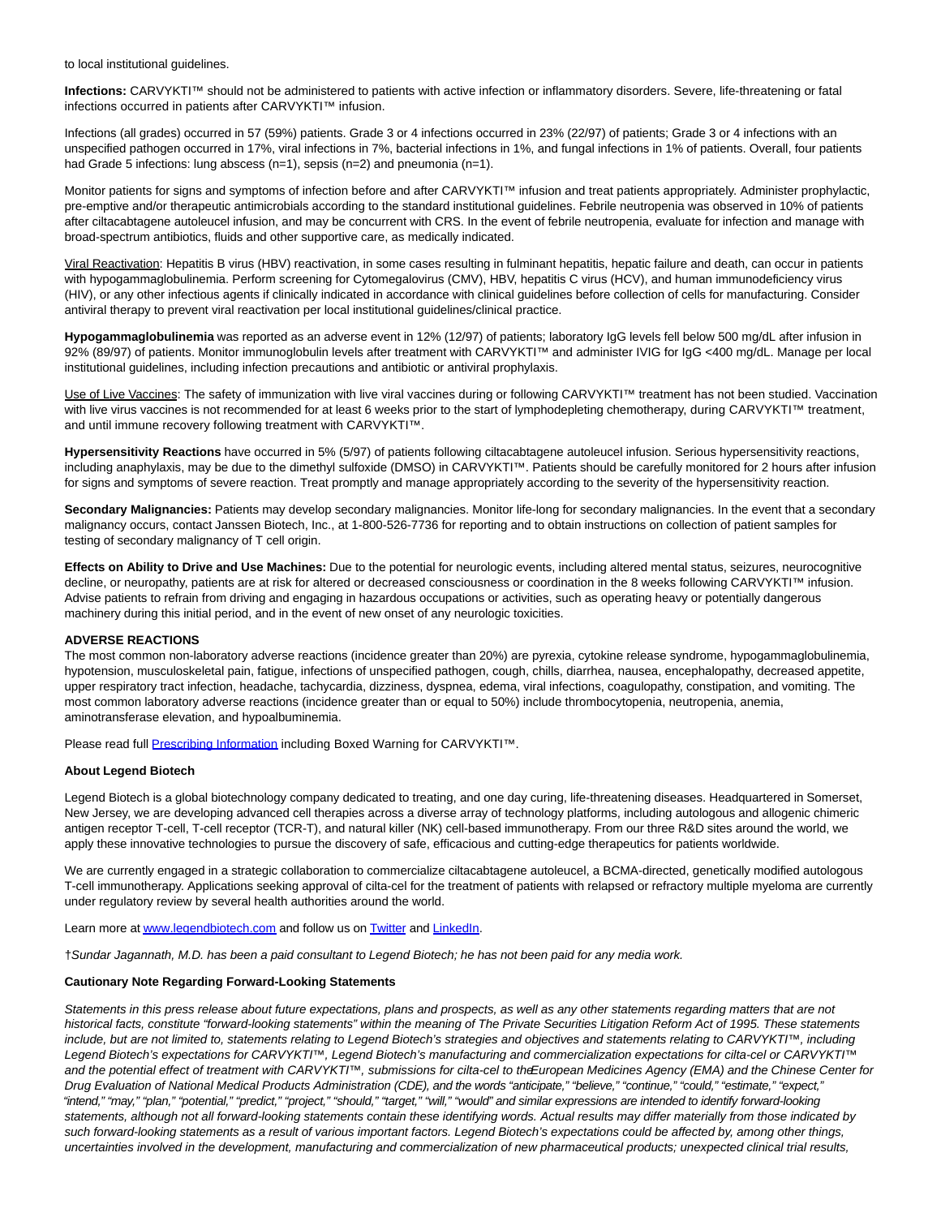to local institutional guidelines.

**Infections:** CARVYKTI™ should not be administered to patients with active infection or inflammatory disorders. Severe, life-threatening or fatal infections occurred in patients after CARVYKTI™ infusion.

Infections (all grades) occurred in 57 (59%) patients. Grade 3 or 4 infections occurred in 23% (22/97) of patients; Grade 3 or 4 infections with an unspecified pathogen occurred in 17%, viral infections in 7%, bacterial infections in 1%, and fungal infections in 1% of patients. Overall, four patients had Grade 5 infections: lung abscess (n=1), sepsis (n=2) and pneumonia (n=1).

Monitor patients for signs and symptoms of infection before and after CARVYKTI™ infusion and treat patients appropriately. Administer prophylactic, pre-emptive and/or therapeutic antimicrobials according to the standard institutional guidelines. Febrile neutropenia was observed in 10% of patients after ciltacabtagene autoleucel infusion, and may be concurrent with CRS. In the event of febrile neutropenia, evaluate for infection and manage with broad-spectrum antibiotics, fluids and other supportive care, as medically indicated.

Viral Reactivation: Hepatitis B virus (HBV) reactivation, in some cases resulting in fulminant hepatitis, hepatic failure and death, can occur in patients with hypogammaglobulinemia. Perform screening for Cytomegalovirus (CMV), HBV, hepatitis C virus (HCV), and human immunodeficiency virus (HIV), or any other infectious agents if clinically indicated in accordance with clinical guidelines before collection of cells for manufacturing. Consider antiviral therapy to prevent viral reactivation per local institutional guidelines/clinical practice.

**Hypogammaglobulinemia** was reported as an adverse event in 12% (12/97) of patients; laboratory IgG levels fell below 500 mg/dL after infusion in 92% (89/97) of patients. Monitor immunoglobulin levels after treatment with CARVYKTI™ and administer IVIG for IgG <400 mg/dL. Manage per local institutional guidelines, including infection precautions and antibiotic or antiviral prophylaxis.

Use of Live Vaccines: The safety of immunization with live viral vaccines during or following CARVYKTI™ treatment has not been studied. Vaccination with live virus vaccines is not recommended for at least 6 weeks prior to the start of lymphodepleting chemotherapy, during CARVYKTI™ treatment, and until immune recovery following treatment with CARVYKTI™.

**Hypersensitivity Reactions** have occurred in 5% (5/97) of patients following ciltacabtagene autoleucel infusion. Serious hypersensitivity reactions, including anaphylaxis, may be due to the dimethyl sulfoxide (DMSO) in CARVYKTI™. Patients should be carefully monitored for 2 hours after infusion for signs and symptoms of severe reaction. Treat promptly and manage appropriately according to the severity of the hypersensitivity reaction.

**Secondary Malignancies:** Patients may develop secondary malignancies. Monitor life-long for secondary malignancies. In the event that a secondary malignancy occurs, contact Janssen Biotech, Inc., at 1-800-526-7736 for reporting and to obtain instructions on collection of patient samples for testing of secondary malignancy of T cell origin.

**Effects on Ability to Drive and Use Machines:** Due to the potential for neurologic events, including altered mental status, seizures, neurocognitive decline, or neuropathy, patients are at risk for altered or decreased consciousness or coordination in the 8 weeks following CARVYKTI™ infusion. Advise patients to refrain from driving and engaging in hazardous occupations or activities, such as operating heavy or potentially dangerous machinery during this initial period, and in the event of new onset of any neurologic toxicities.

**ADVERSE REACTIONS**

The most common non-laboratory adverse reactions (incidence greater than 20%) are pyrexia, cytokine release syndrome, hypogammaglobulinemia, hypotension, musculoskeletal pain, fatigue, infections of unspecified pathogen, cough, chills, diarrhea, nausea, encephalopathy, decreased appetite, upper respiratory tract infection, headache, tachycardia, dizziness, dyspnea, edema, viral infections, coagulopathy, constipation, and vomiting. The most common laboratory adverse reactions (incidence greater than or equal to 50%) include thrombocytopenia, neutropenia, anemia, aminotransferase elevation, and hypoalbuminemia.

Please read full Prescribing Information including Boxed Warning for CARVYKTI™.

**About Legend Biotech**

Legend Biotech is a global biotechnology company dedicated to treating, and one day curing, life-threatening diseases. Headquartered in Somerset, New Jersey, we are developing advanced cell therapies across a diverse array of technology platforms, including autologous and allogenic chimeric antigen receptor T-cell, T-cell receptor (TCR-T), and natural killer (NK) cell-based immunotherapy. From our three R&D sites around the world, we apply these innovative technologies to pursue the discovery of safe, efficacious and cutting-edge therapeutics for patients worldwide.

We are currently engaged in a strategic collaboration to commercialize ciltacabtagene autoleucel, a BCMA-directed, genetically modified autologous T-cell immunotherapy. Applications seeking approval of cilta-cel for the treatment of patients with relapsed or refractory multiple myeloma are currently under regulatory review by several health authorities around the world.

Learn more at www.legendbiotech.com and follow us on Twitter and LinkedIn.

†*Sundar Jagannath, M.D. has been a paid consultant to Legend Biotech; he has not been paid for any media work.*

**Cautionary Note Regarding Forward-Looking Statements**

*Statements in this press release about future expectations, plans and prospects, as well as any other statements regarding matters that are not historical facts, constitute "forward-looking statements" within the meaning of The Private Securities Litigation Reform Act of 1995. These statements include, but are not limited to, statements relating to Legend Biotech's strategies and objectives and statements relating to CARVYKTI™, including Legend Biotech's expectations for CARVYKTI™, Legend Biotech's manufacturing and commercialization expectations for cilta-cel or CARVYKTI™ and the potential effect of treatment with CARVYKTI™, submissions for cilta-cel to the European Medicines Agency (EMA) and the Chinese Center for Drug Evaluation of National Medical Products Administration (CDE), and the words "anticipate," "believe," "continue," "could," "estimate," "expect," "intend," "may," "plan," "potential," "predict," "project," "should," "target," "will," "would" and similar expressions are intended to identify forward-looking statements, although not all forward-looking statements contain these identifying words. Actual results may differ materially from those indicated by such forward-looking statements as a result of various important factors. Legend Biotech's expectations could be affected by, among other things, uncertainties involved in the development, manufacturing and commercialization of new pharmaceutical products; unexpected clinical trial results,*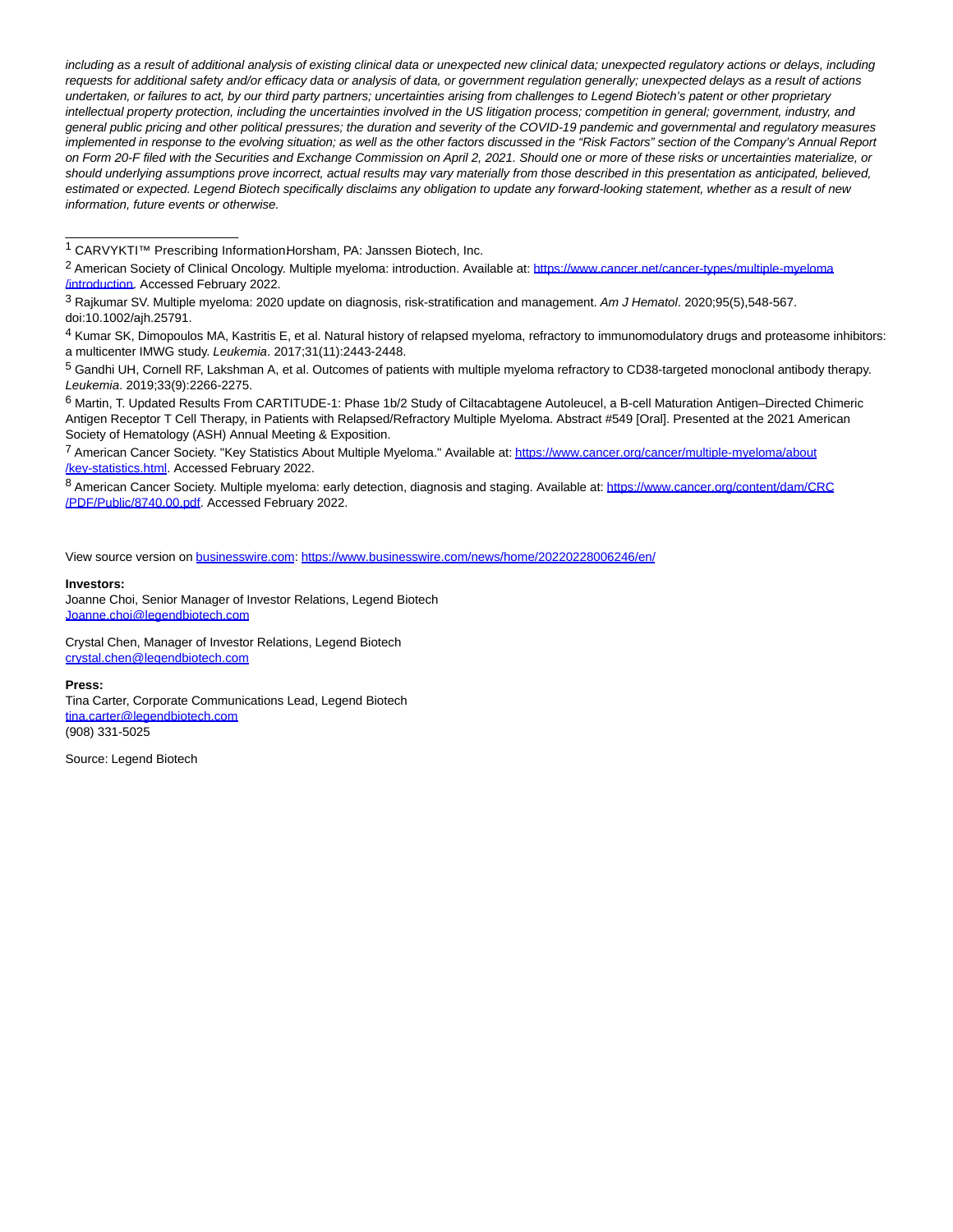*including as a result of additional analysis of existing clinical data or unexpected new clinical data; unexpected regulatory actions or delays, including requests for additional safety and/or efficacy data or analysis of data, or government regulation generally; unexpected delays as a result of actions undertaken, or failures to act, by our third party partners; uncertainties arising from challenges to Legend Biotech's patent or other proprietary intellectual property protection, including the uncertainties involved in the US litigation process; competition in general; government, industry, and general public pricing and other political pressures; the duration and severity of the COVID-19 pandemic and governmental and regulatory measures implemented in response to the evolving situation; as well as the other factors discussed in the "Risk Factors" section of the Company's Annual Report on Form 20-F filed with the Securities and Exchange Commission on April 2, 2021. Should one or more of these risks or uncertainties materialize, or should underlying assumptions prove incorrect, actual results may vary materially from those described in this presentation as anticipated, believed, estimated or expected. Legend Biotech specifically disclaims any obligation to update any forward-looking statement, whether as a result of new information, future events or otherwise.*

---

[1] CARVYKTI™ Prescribing InformationHorsham, PA: Janssen Biotech, Inc.

[2] American Society of Clinical Oncology. Multiple myeloma: introduction. Available at: https://www.cancer.net/cancer-types/multiple-myeloma/introduction. Accessed February 2022.

[3] Rajkumar SV. Multiple myeloma: 2020 update on diagnosis, risk-stratification and management. *Am J Hematol*. 2020;95(5),548-567. doi:10.1002/ajh.25791.

[4] Kumar SK, Dimopoulos MA, Kastritis E, et al. Natural history of relapsed myeloma, refractory to immunomodulatory drugs and proteasome inhibitors: a multicenter IMWG study. *Leukemia*. 2017;31(11):2443-2448.

[5] Gandhi UH, Cornell RF, Lakshman A, et al. Outcomes of patients with multiple myeloma refractory to CD38-targeted monoclonal antibody therapy. *Leukemia*. 2019;33(9):2266-2275.

[6] Martin, T. Updated Results From CARTITUDE-1: Phase 1b/2 Study of Ciltacabtagene Autoleucel, a B-cell Maturation Antigen–Directed Chimeric Antigen Receptor T Cell Therapy, in Patients with Relapsed/Refractory Multiple Myeloma. Abstract #549 [Oral]. Presented at the 2021 American Society of Hematology (ASH) Annual Meeting & Exposition.

[7] American Cancer Society. "Key Statistics About Multiple Myeloma." Available at: https://www.cancer.org/cancer/multiple-myeloma/about/key-statistics.html. Accessed February 2022.

[8] American Cancer Society. Multiple myeloma: early detection, diagnosis and staging. Available at: https://www.cancer.org/content/dam/CRC/PDF/Public/8740.00.pdf. Accessed February 2022.

View source version on businesswire.com: https://www.businesswire.com/news/home/20220228006246/en/

**Investors:**
Joanne Choi, Senior Manager of Investor Relations, Legend Biotech
Joanne.choi@legendbiotech.com

Crystal Chen, Manager of Investor Relations, Legend Biotech
crystal.chen@legendbiotech.com

**Press:**
Tina Carter, Corporate Communications Lead, Legend Biotech
tina.carter@legendbiotech.com
(908) 331-5025

Source: Legend Biotech